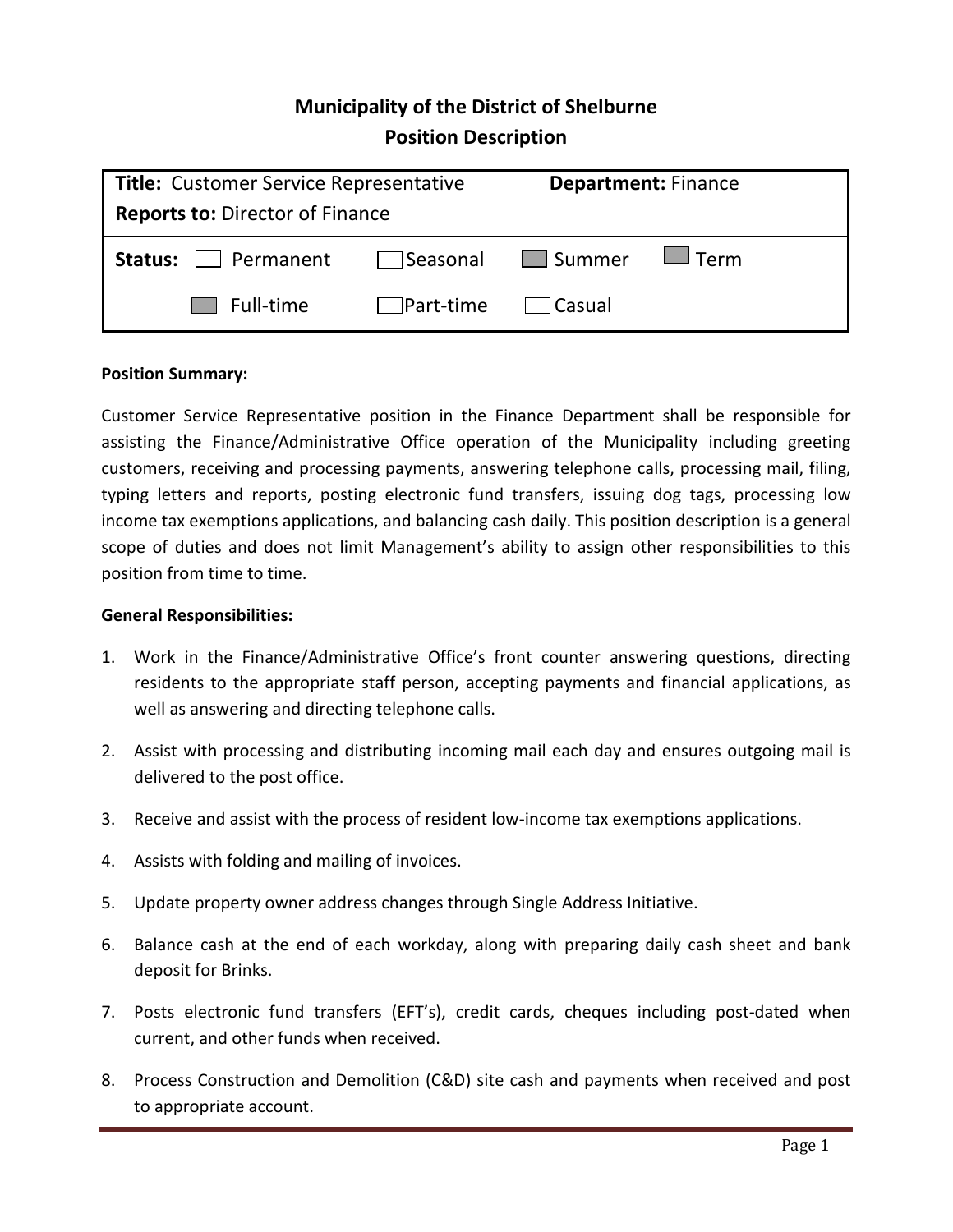# Municipality of the District of Shelburne
## Position Description

| **Title:** Customer Service Representative | | **Department:** Finance | |
|---|---|---|---|
| **Reports to:** Director of Finance | | | |
| **Status:** ☐ Permanent | ☐ Seasonal | ■ Summer | ■ Term |
| ■ Full-time | ☐ Part-time | ☐ Casual | |

**Position Summary:**

Customer Service Representative position in the Finance Department shall be responsible for assisting the Finance/Administrative Office operation of the Municipality including greeting customers, receiving and processing payments, answering telephone calls, processing mail, filing, typing letters and reports, posting electronic fund transfers, issuing dog tags, processing low income tax exemptions applications, and balancing cash daily. This position description is a general scope of duties and does not limit Management's ability to assign other responsibilities to this position from time to time.

**General Responsibilities:**

1. Work in the Finance/Administrative Office's front counter answering questions, directing residents to the appropriate staff person, accepting payments and financial applications, as well as answering and directing telephone calls.
2. Assist with processing and distributing incoming mail each day and ensures outgoing mail is delivered to the post office.
3. Receive and assist with the process of resident low-income tax exemptions applications.
4. Assists with folding and mailing of invoices.
5. Update property owner address changes through Single Address Initiative.
6. Balance cash at the end of each workday, along with preparing daily cash sheet and bank deposit for Brinks.
7. Posts electronic fund transfers (EFT's), credit cards, cheques including post-dated when current, and other funds when received.
8. Process Construction and Demolition (C&D) site cash and payments when received and post to appropriate account.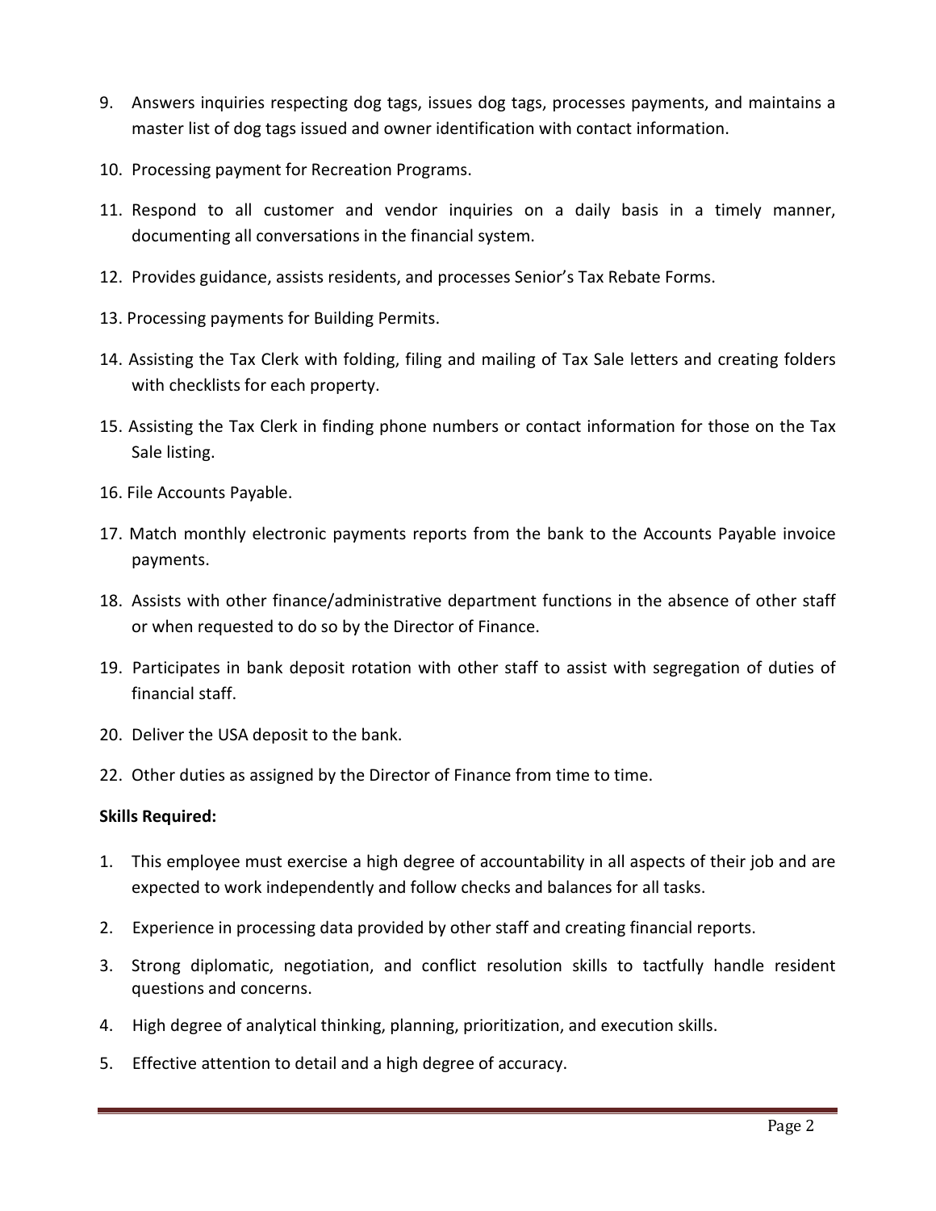9. Answers inquiries respecting dog tags, issues dog tags, processes payments, and maintains a master list of dog tags issued and owner identification with contact information.
10. Processing payment for Recreation Programs.
11. Respond to all customer and vendor inquiries on a daily basis in a timely manner, documenting all conversations in the financial system.
12. Provides guidance, assists residents, and processes Senior's Tax Rebate Forms.
13. Processing payments for Building Permits.
14. Assisting the Tax Clerk with folding, filing and mailing of Tax Sale letters and creating folders with checklists for each property.
15. Assisting the Tax Clerk in finding phone numbers or contact information for those on the Tax Sale listing.
16. File Accounts Payable.
17. Match monthly electronic payments reports from the bank to the Accounts Payable invoice payments.
18. Assists with other finance/administrative department functions in the absence of other staff or when requested to do so by the Director of Finance.
19. Participates in bank deposit rotation with other staff to assist with segregation of duties of financial staff.
20. Deliver the USA deposit to the bank.

22. Other duties as assigned by the Director of Finance from time to time.

**Skills Required:**

1. This employee must exercise a high degree of accountability in all aspects of their job and are expected to work independently and follow checks and balances for all tasks.
2. Experience in processing data provided by other staff and creating financial reports.
3. Strong diplomatic, negotiation, and conflict resolution skills to tactfully handle resident questions and concerns.
4. High degree of analytical thinking, planning, prioritization, and execution skills.
5. Effective attention to detail and a high degree of accuracy.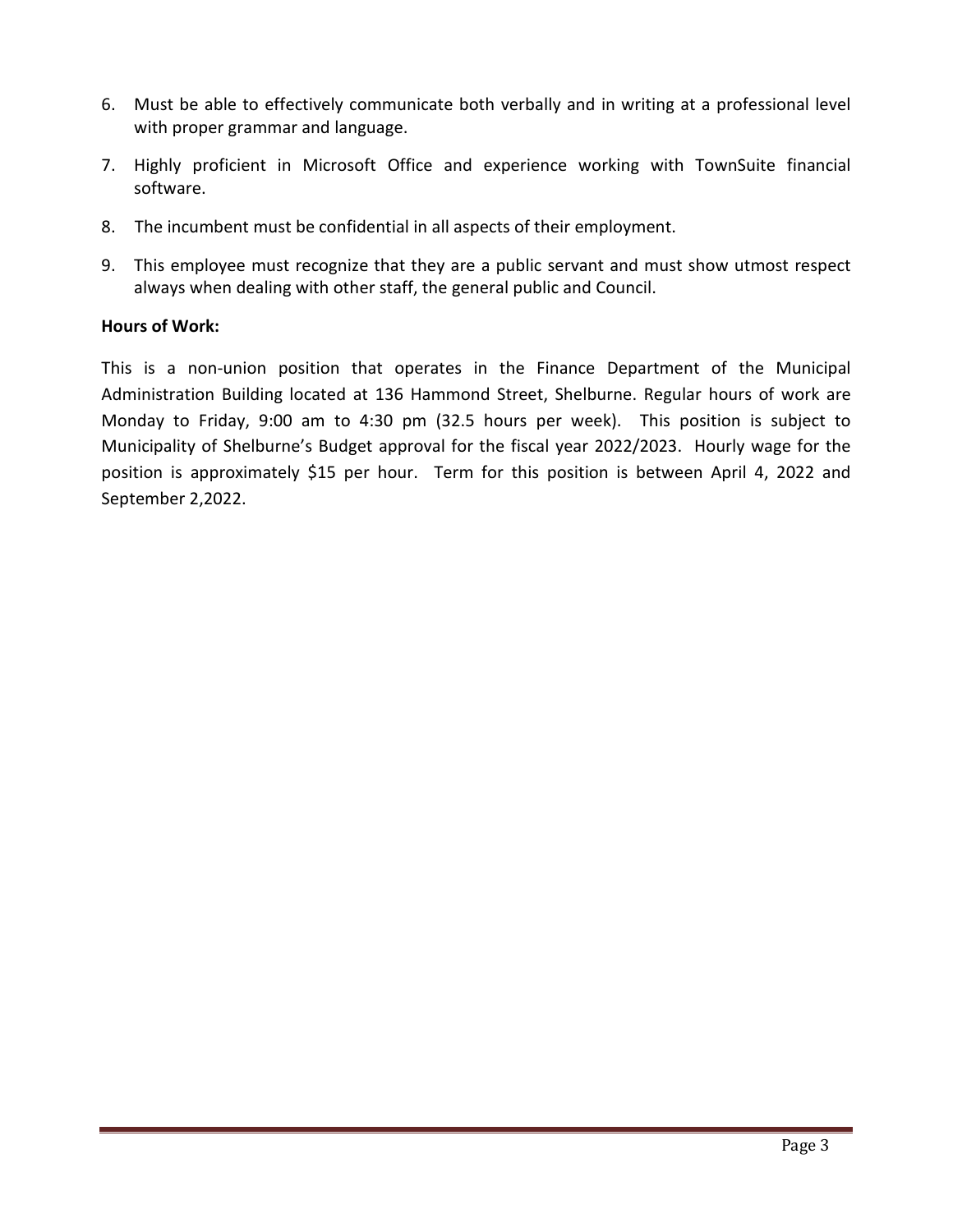6. Must be able to effectively communicate both verbally and in writing at a professional level with proper grammar and language.
7. Highly proficient in Microsoft Office and experience working with TownSuite financial software.
8. The incumbent must be confidential in all aspects of their employment.
9. This employee must recognize that they are a public servant and must show utmost respect always when dealing with other staff, the general public and Council.

**Hours of Work:**

This is a non-union position that operates in the Finance Department of the Municipal Administration Building located at 136 Hammond Street, Shelburne. Regular hours of work are Monday to Friday, 9:00 am to 4:30 pm (32.5 hours per week). This position is subject to Municipality of Shelburne's Budget approval for the fiscal year 2022/2023. Hourly wage for the position is approximately $15 per hour. Term for this position is between April 4, 2022 and September 2,2022.